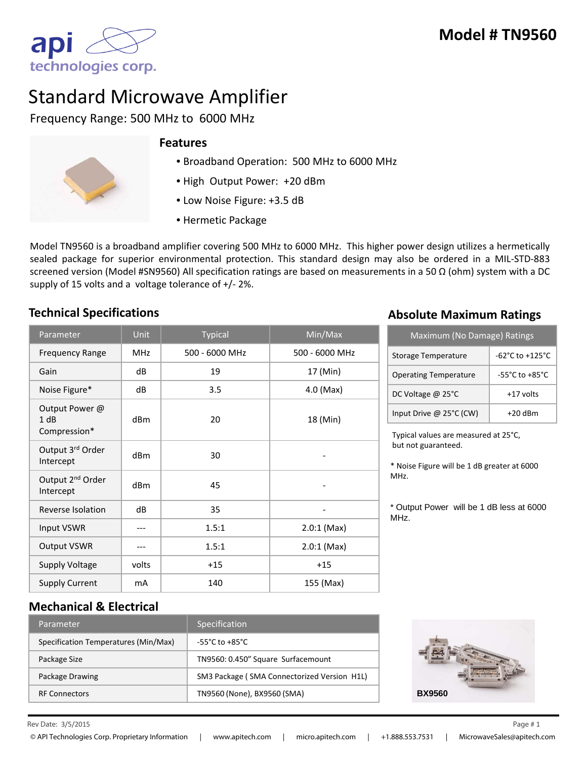# Model # TN9560

# Standard Microwave Amplifier

Frequency Range: 500 MHz to 6000 MHz

## Features

- Broadband Operation: 500 MHz to 6000 MHz
- High Output Power: +20 dBm
- Low Noise Figure: +3.5 dB
- Hermetic Package

Model TN9560 is a broadband amplifier covering 500 MHz to 6000 MHz. This higher power design utilizes a hermetically sealed package for superior environmental protection. This standard design may also be ordered in a MIL-STD-883 screened version (Model #SN9560) All specification ratings are based on measurements in a 50 Ω (ohm) system with a DC supply of 15 volts and a voltage tolerance of +/- 2%.

## Technical Specifications

| Parameter | Unit | Typical | Min/Max |
|---|---|---|---|
| Frequency Range | MHz | 500 - 6000 MHz | 500 - 6000 MHz |
| Gain | dB | 19 | 17 (Min) |
| Noise Figure* | dB | 3.5 | 4.0 (Max) |
| Output Power @ 1 dB Compression* | dBm | 20 | 18 (Min) |
| Output 3rd Order Intercept | dBm | 30 | - |
| Output 2nd Order Intercept | dBm | 45 | - |
| Reverse Isolation | dB | 35 | - |
| Input VSWR | --- | 1.5:1 | 2.0:1 (Max) |
| Output VSWR | --- | 1.5:1 | 2.0:1 (Max) |
| Supply Voltage | volts | +15 | +15 |
| Supply Current | mA | 140 | 155 (Max) |

## Absolute Maximum Ratings

| Maximum (No Damage) Ratings | |
|---|---|
| Storage Temperature | -62°C to +125°C |
| Operating Temperature | -55°C to +85°C |
| DC Voltage @ 25°C | +17 volts |
| Input Drive @ 25°C (CW) | +20 dBm |

Typical values are measured at 25°C, but not guaranteed.

* Noise Figure will be 1 dB greater at 6000 MHz.

* Output Power will be 1 dB less at 6000 MHz.

## Mechanical & Electrical

| Parameter | Specification |
|---|---|
| Specification Temperatures (Min/Max) | -55°C to +85°C |
| Package Size | TN9560: 0.450" Square Surfacemount |
| Package Drawing | SM3 Package ( SMA Connectorized Version H1L) |
| RF Connectors | TN9560 (None), BX9560 (SMA) |

BX9560

Rev Date: 3/5/2015

© API Technologies Corp. Proprietary Information | www.apitech.com | micro.apitech.com | +1.888.553.7531 | MicrowaveSales@apitech.com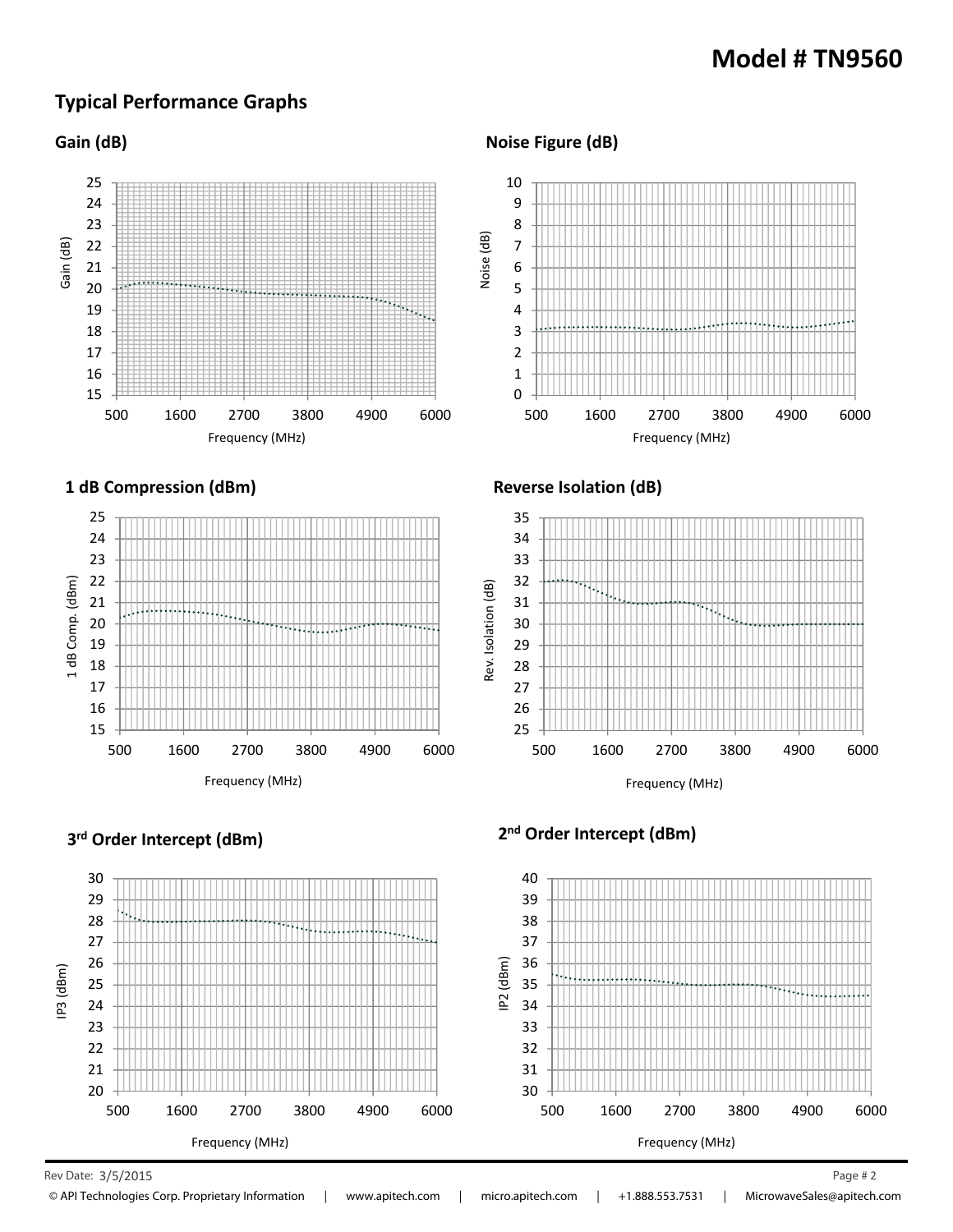## Model # TN9560

### Typical Performance Graphs

**Gain (dB)**

Gain (dB)

25 24 23 22 21 20 19 18 17 16 15

500 1600 2700 3800 4900 6000

Frequency (MHz)

**Noise Figure (dB)**

Noise (dB)

10 9 8 7 6 5 4 3 2 1 0

500 1600 2700 3800 4900 6000

Frequency (MHz)

**1 dB Compression (dBm)**

1 dB Comp. (dBm)

25 24 23 22 21 20 19 18 17 16 15

500 1600 2700 3800 4900 6000

Frequency (MHz)

**Reverse Isolation (dB)**

Rev. Isolation (dB)

35 34 33 32 31 30 29 28 27 26 25

500 1600 2700 3800 4900 6000

Frequency (MHz)

**3rd Order Intercept (dBm)**

IP3 (dBm)

30 29 28 27 26 25 24 23 22 21 20

500 1600 2700 3800 4900 6000

Frequency (MHz)

**2nd Order Intercept (dBm)**

IP2 (dBm)

40 39 38 37 36 35 34 33 32 31 30

500 1600 2700 3800 4900 6000

Frequency (MHz)

Rev Date: 3/5/2015

© API Technologies Corp. Proprietary Information | www.apitech.com | micro.apitech.com | +1.888.553.7531 | MicrowaveSales@apitech.com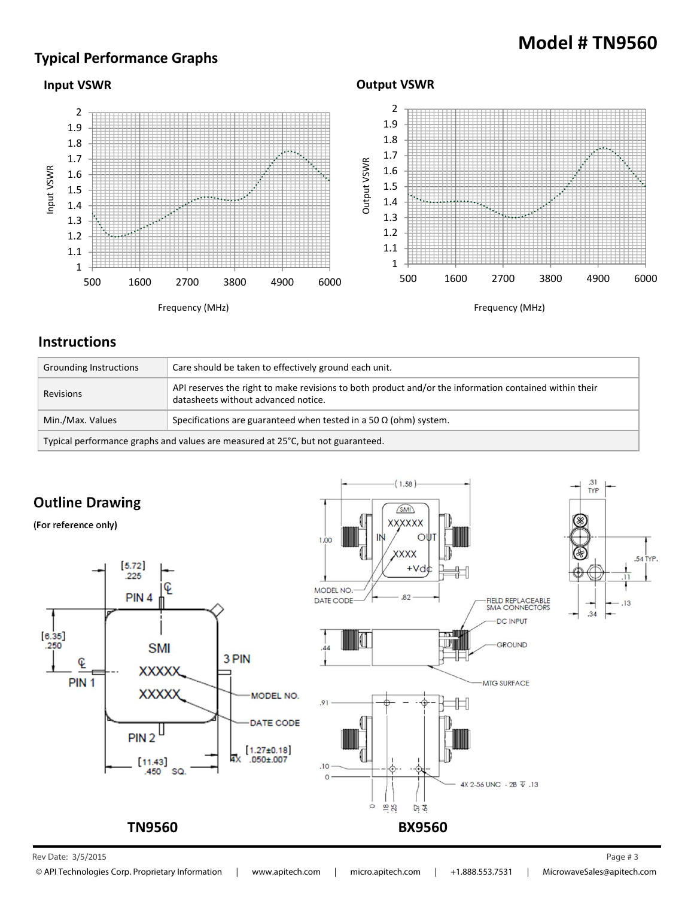# Model # TN9560

## Typical Performance Graphs

### Input VSWR

2
1.9
1.8
1.7
1.6
1.5
1.4
1.3
1.2
1.1
1

Input VSWR

500 1600 2700 3800 4900 6000

Frequency (MHz)

### Output VSWR

2
1.9
1.8
1.7
1.6
1.5
1.4
1.3
1.2
1.1
1

Output VSWR

500 1600 2700 3800 4900 6000

Frequency (MHz)

## Instructions

| | |
|---|---|
| Grounding Instructions | Care should be taken to effectively ground each unit. |
| Revisions | API reserves the right to make revisions to both product and/or the information contained within their datasheets without advanced notice. |
| Min./Max. Values | Specifications are guaranteed when tested in a 50 Ω (ohm) system. |
| Typical performance graphs and values are measured at 25°C, but not guaranteed. | |

## Outline Drawing

**(For reference only)**

[5.72]
.225

PIN 4

℄

[6.35]
.250

SMI

XXXXX

XXXXX

℄

PIN 1

3 PIN

MODEL NO.

DATE CODE

PIN 2

[11.43]
.450 SQ.

[1.27±0.18]
4X .050±.007

**TN9560**

(1.58)

1.00

SMI

XXXXXX

IN

OUT

XXXX

+Vdc

MODEL NO.

DATE CODE

.82

.31
TYP

.54 TYP.

.11

.13

.34

FIELD REPLACEABLE SMA CONNECTORS

DC INPUT

.44

GROUND

MTG SURFACE

.91

.10

0

4X 2-56 UNC - 2B ↧ .13

0 .18 .25 .57 .64

**BX9560**

Rev Date: 3/5/2015

© API Technologies Corp. Proprietary Information | www.apitech.com | micro.apitech.com | +1.888.553.7531 | MicrowaveSales@apitech.com